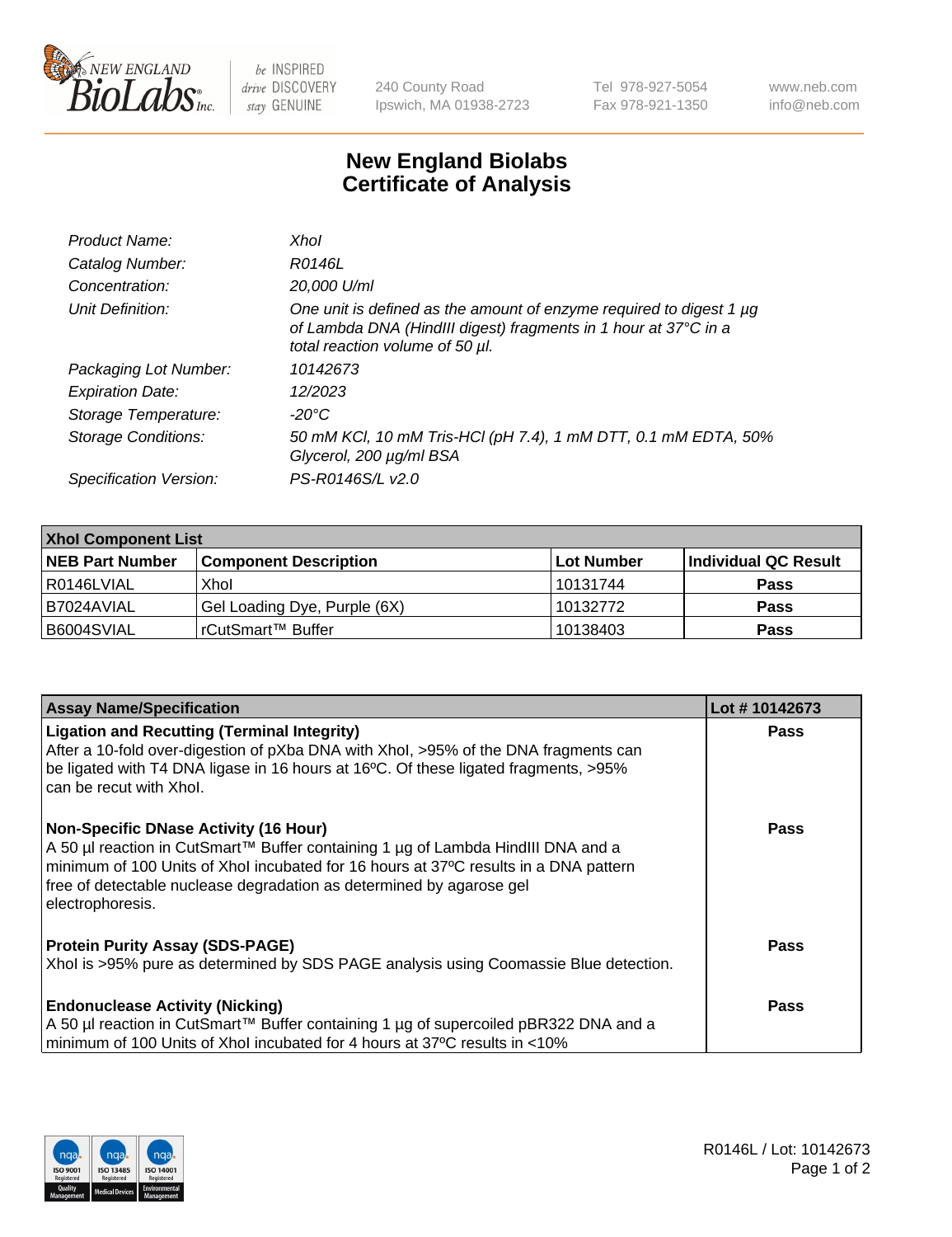be INSPIRED
drive DISCOVERY
stay GENUINE

240 County Road
Ipswich, MA 01938-2723

Tel 978-927-5054
Fax 978-921-1350

www.neb.com
info@neb.com

# New England Biolabs
# Certificate of Analysis

| | |
|---|---|
| *Product Name:* | *XhoI* |
| *Catalog Number:* | *R0146L* |
| *Concentration:* | *20,000 U/ml* |
| *Unit Definition:* | *One unit is defined as the amount of enzyme required to digest 1 µg of Lambda DNA (HindIII digest) fragments in 1 hour at 37°C in a total reaction volume of 50 µl.* |
| *Packaging Lot Number:* | *10142673* |
| *Expiration Date:* | *12/2023* |
| *Storage Temperature:* | *-20°C* |
| *Storage Conditions:* | *50 mM KCl, 10 mM Tris-HCl (pH 7.4), 1 mM DTT, 0.1 mM EDTA, 50% Glycerol, 200 µg/ml BSA* |
| *Specification Version:* | *PS-R0146S/L v2.0* |

| XhoI Component List | | | |
|---|---|---|---|
| **NEB Part Number** | **Component Description** | **Lot Number** | **Individual QC Result** |
| R0146LVIAL | XhoI | 10131744 | **Pass** |
| B7024AVIAL | Gel Loading Dye, Purple (6X) | 10132772 | **Pass** |
| B6004SVIAL | rCutSmart™ Buffer | 10138403 | **Pass** |

| Assay Name/Specification | Lot # 10142673 |
|---|---|
| **Ligation and Recutting (Terminal Integrity)** After a 10-fold over-digestion of pXba DNA with XhoI, >95% of the DNA fragments can be ligated with T4 DNA ligase in 16 hours at 16ºC. Of these ligated fragments, >95% can be recut with XhoI. | **Pass** |
| **Non-Specific DNase Activity (16 Hour)** A 50 µl reaction in CutSmart™ Buffer containing 1 µg of Lambda HindIII DNA and a minimum of 100 Units of XhoI incubated for 16 hours at 37ºC results in a DNA pattern free of detectable nuclease degradation as determined by agarose gel electrophoresis. | **Pass** |
| **Protein Purity Assay (SDS-PAGE)** XhoI is >95% pure as determined by SDS PAGE analysis using Coomassie Blue detection. | **Pass** |
| **Endonuclease Activity (Nicking)** A 50 µl reaction in CutSmart™ Buffer containing 1 µg of supercoiled pBR322 DNA and a minimum of 100 Units of XhoI incubated for 4 hours at 37ºC results in <10% | **Pass** |

R0146L / Lot: 10142673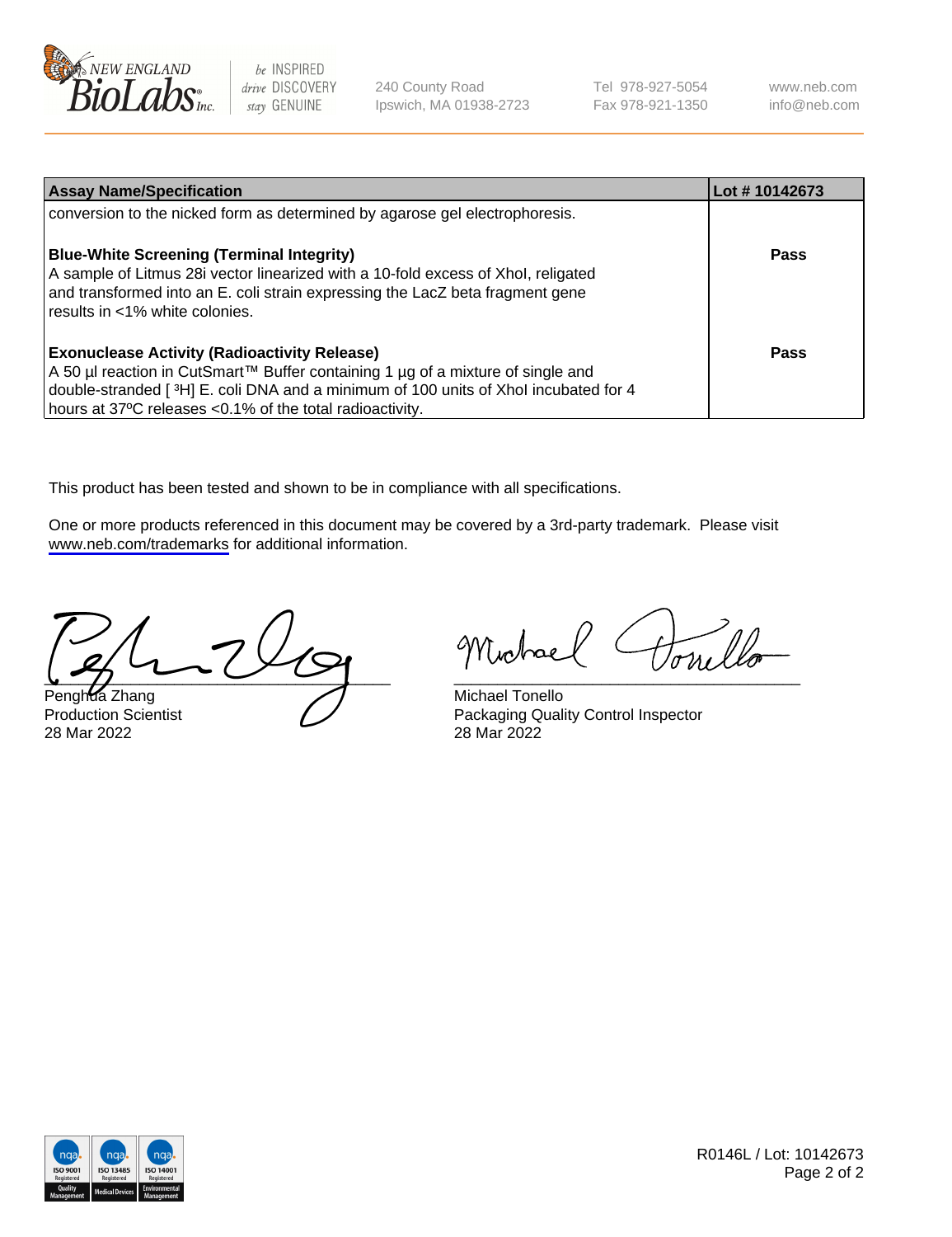| Assay Name/Specification | Lot # 10142673 |
| --- | --- |
| conversion to the nicked form as determined by agarose gel electrophoresis. | |
| **Blue-White Screening (Terminal Integrity)**<br>A sample of Litmus 28i vector linearized with a 10-fold excess of XhoI, religated and transformed into an E. coli strain expressing the LacZ beta fragment gene results in <1% white colonies. | **Pass** |
| **Exonuclease Activity (Radioactivity Release)**<br>A 50 µl reaction in CutSmart™ Buffer containing 1 µg of a mixture of single and double-stranded [ $^3$H] E. coli DNA and a minimum of 100 units of XhoI incubated for 4 hours at 37ºC releases <0.1% of the total radioactivity. | **Pass** |

This product has been tested and shown to be in compliance with all specifications.

One or more products referenced in this document may be covered by a 3rd-party trademark. Please visit www.neb.com/trademarks for additional information.

Penghua Zhang
Production Scientist
28 Mar 2022

Michael Tonello
Packaging Quality Control Inspector
28 Mar 2022

R0146L / Lot: 10142673